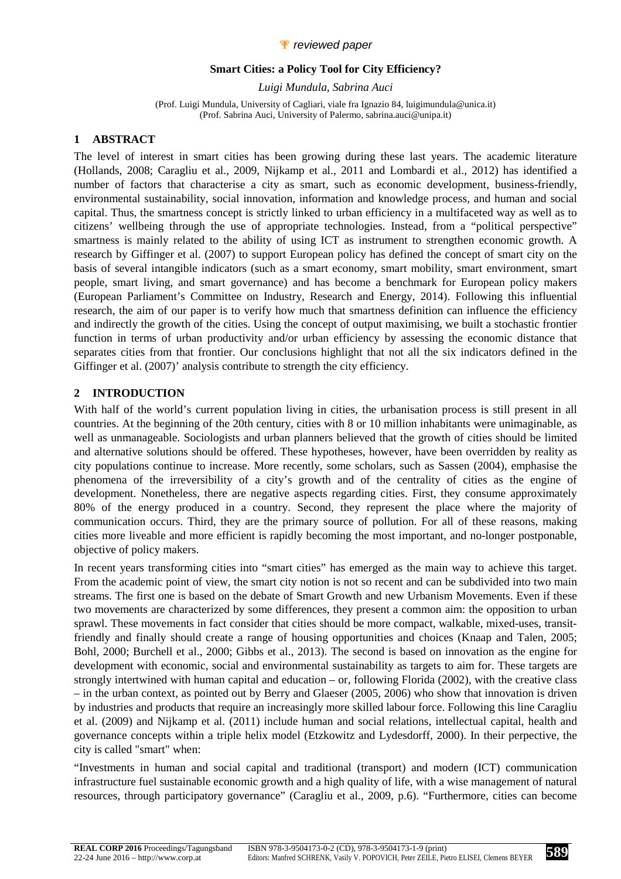*reviewed paper*

# Smart Cities: a Policy Tool for City Efficiency?

*Luigi Mundula, Sabrina Auci*

(Prof. Luigi Mundula, University of Cagliari, viale fra Ignazio 84, luigimundula@unica.it)
(Prof. Sabrina Auci, University of Palermo, sabrina.auci@unipa.it)

## 1 ABSTRACT

The level of interest in smart cities has been growing during these last years. The academic literature (Hollands, 2008; Caragliu et al., 2009, Nijkamp et al., 2011 and Lombardi et al., 2012) has identified a number of factors that characterise a city as smart, such as economic development, business-friendly, environmental sustainability, social innovation, information and knowledge process, and human and social capital. Thus, the smartness concept is strictly linked to urban efficiency in a multifaceted way as well as to citizens' wellbeing through the use of appropriate technologies. Instead, from a "political perspective" smartness is mainly related to the ability of using ICT as instrument to strengthen economic growth. A research by Giffinger et al. (2007) to support European policy has defined the concept of smart city on the basis of several intangible indicators (such as a smart economy, smart mobility, smart environment, smart people, smart living, and smart governance) and has become a benchmark for European policy makers (European Parliament's Committee on Industry, Research and Energy, 2014). Following this influential research, the aim of our paper is to verify how much that smartness definition can influence the efficiency and indirectly the growth of the cities. Using the concept of output maximising, we built a stochastic frontier function in terms of urban productivity and/or urban efficiency by assessing the economic distance that separates cities from that frontier. Our conclusions highlight that not all the six indicators defined in the Giffinger et al. (2007)' analysis contribute to strength the city efficiency.

## 2 INTRODUCTION

With half of the world's current population living in cities, the urbanisation process is still present in all countries. At the beginning of the 20th century, cities with 8 or 10 million inhabitants were unimaginable, as well as unmanageable. Sociologists and urban planners believed that the growth of cities should be limited and alternative solutions should be offered. These hypotheses, however, have been overridden by reality as city populations continue to increase. More recently, some scholars, such as Sassen (2004), emphasise the phenomena of the irreversibility of a city's growth and of the centrality of cities as the engine of development. Nonetheless, there are negative aspects regarding cities. First, they consume approximately 80% of the energy produced in a country. Second, they represent the place where the majority of communication occurs. Third, they are the primary source of pollution. For all of these reasons, making cities more liveable and more efficient is rapidly becoming the most important, and no-longer postponable, objective of policy makers.

In recent years transforming cities into "smart cities" has emerged as the main way to achieve this target. From the academic point of view, the smart city notion is not so recent and can be subdivided into two main streams. The first one is based on the debate of Smart Growth and new Urbanism Movements. Even if these two movements are characterized by some differences, they present a common aim: the opposition to urban sprawl. These movements in fact consider that cities should be more compact, walkable, mixed-uses, transit-friendly and finally should create a range of housing opportunities and choices (Knaap and Talen, 2005; Bohl, 2000; Burchell et al., 2000; Gibbs et al., 2013). The second is based on innovation as the engine for development with economic, social and environmental sustainability as targets to aim for. These targets are strongly intertwined with human capital and education – or, following Florida (2002), with the creative class – in the urban context, as pointed out by Berry and Glaeser (2005, 2006) who show that innovation is driven by industries and products that require an increasingly more skilled labour force. Following this line Caragliu et al. (2009) and Nijkamp et al. (2011) include human and social relations, intellectual capital, health and governance concepts within a triple helix model (Etzkowitz and Lydesdorff, 2000). In their perpective, the city is called "smart" when:

"Investments in human and social capital and traditional (transport) and modern (ICT) communication infrastructure fuel sustainable economic growth and a high quality of life, with a wise management of natural resources, through participatory governance" (Caragliu et al., 2009, p.6). "Furthermore, cities can become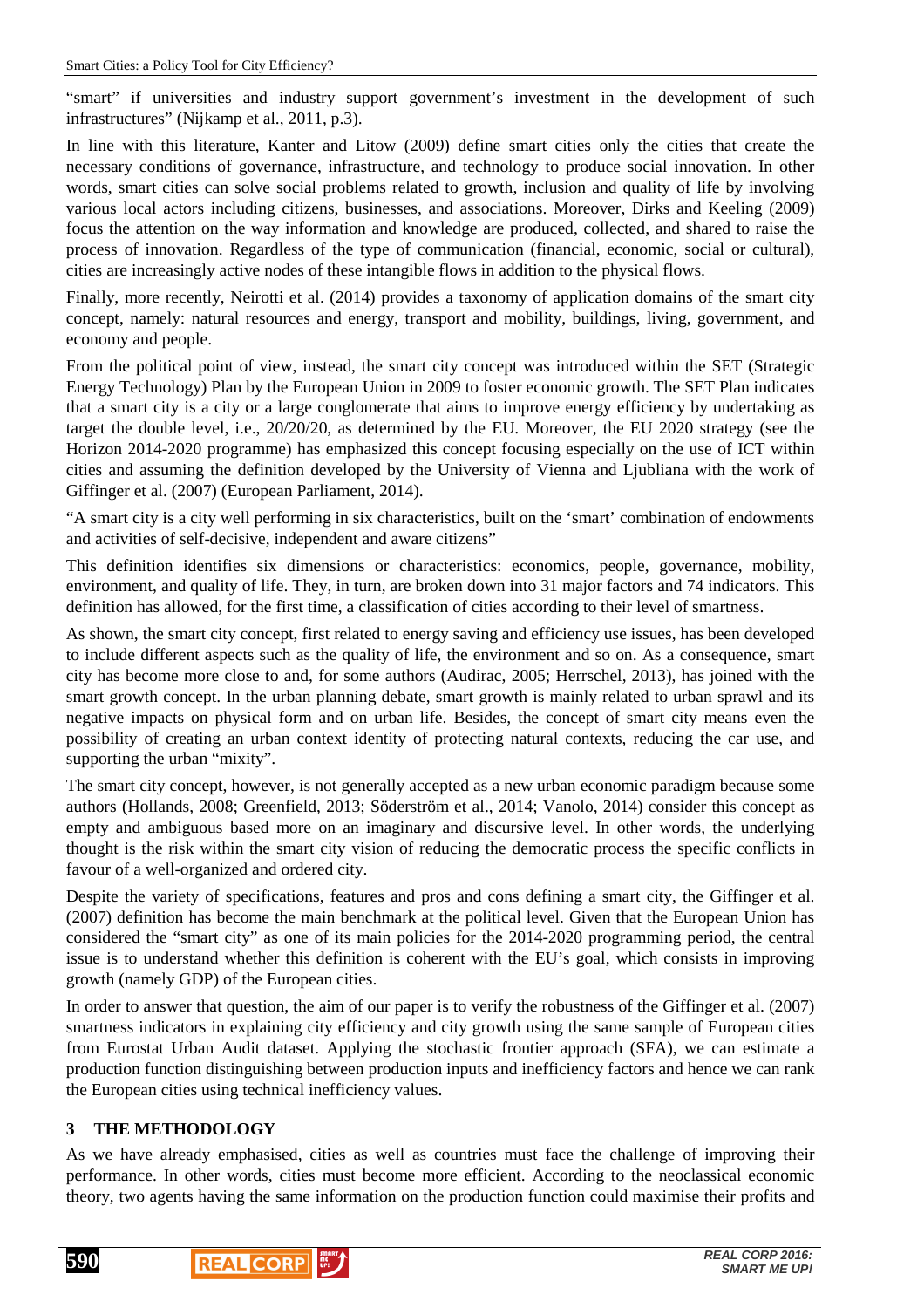"smart" if universities and industry support government's investment in the development of such infrastructures" (Nijkamp et al., 2011, p.3).

In line with this literature, Kanter and Litow (2009) define smart cities only the cities that create the necessary conditions of governance, infrastructure, and technology to produce social innovation. In other words, smart cities can solve social problems related to growth, inclusion and quality of life by involving various local actors including citizens, businesses, and associations. Moreover, Dirks and Keeling (2009) focus the attention on the way information and knowledge are produced, collected, and shared to raise the process of innovation. Regardless of the type of communication (financial, economic, social or cultural), cities are increasingly active nodes of these intangible flows in addition to the physical flows.

Finally, more recently, Neirotti et al. (2014) provides a taxonomy of application domains of the smart city concept, namely: natural resources and energy, transport and mobility, buildings, living, government, and economy and people.

From the political point of view, instead, the smart city concept was introduced within the SET (Strategic Energy Technology) Plan by the European Union in 2009 to foster economic growth. The SET Plan indicates that a smart city is a city or a large conglomerate that aims to improve energy efficiency by undertaking as target the double level, i.e., 20/20/20, as determined by the EU. Moreover, the EU 2020 strategy (see the Horizon 2014-2020 programme) has emphasized this concept focusing especially on the use of ICT within cities and assuming the definition developed by the University of Vienna and Ljubliana with the work of Giffinger et al. (2007) (European Parliament, 2014).

"A smart city is a city well performing in six characteristics, built on the 'smart' combination of endowments and activities of self-decisive, independent and aware citizens"

This definition identifies six dimensions or characteristics: economics, people, governance, mobility, environment, and quality of life. They, in turn, are broken down into 31 major factors and 74 indicators. This definition has allowed, for the first time, a classification of cities according to their level of smartness.

As shown, the smart city concept, first related to energy saving and efficiency use issues, has been developed to include different aspects such as the quality of life, the environment and so on. As a consequence, smart city has become more close to and, for some authors (Audirac, 2005; Herrschel, 2013), has joined with the smart growth concept. In the urban planning debate, smart growth is mainly related to urban sprawl and its negative impacts on physical form and on urban life. Besides, the concept of smart city means even the possibility of creating an urban context identity of protecting natural contexts, reducing the car use, and supporting the urban "mixity".

The smart city concept, however, is not generally accepted as a new urban economic paradigm because some authors (Hollands, 2008; Greenfield, 2013; Söderström et al., 2014; Vanolo, 2014) consider this concept as empty and ambiguous based more on an imaginary and discursive level. In other words, the underlying thought is the risk within the smart city vision of reducing the democratic process the specific conflicts in favour of a well-organized and ordered city.

Despite the variety of specifications, features and pros and cons defining a smart city, the Giffinger et al. (2007) definition has become the main benchmark at the political level. Given that the European Union has considered the "smart city" as one of its main policies for the 2014-2020 programming period, the central issue is to understand whether this definition is coherent with the EU's goal, which consists in improving growth (namely GDP) of the European cities.

In order to answer that question, the aim of our paper is to verify the robustness of the Giffinger et al. (2007) smartness indicators in explaining city efficiency and city growth using the same sample of European cities from Eurostat Urban Audit dataset. Applying the stochastic frontier approach (SFA), we can estimate a production function distinguishing between production inputs and inefficiency factors and hence we can rank the European cities using technical inefficiency values.

## 3 THE METHODOLOGY

As we have already emphasised, cities as well as countries must face the challenge of improving their performance. In other words, cities must become more efficient. According to the neoclassical economic theory, two agents having the same information on the production function could maximise their profits and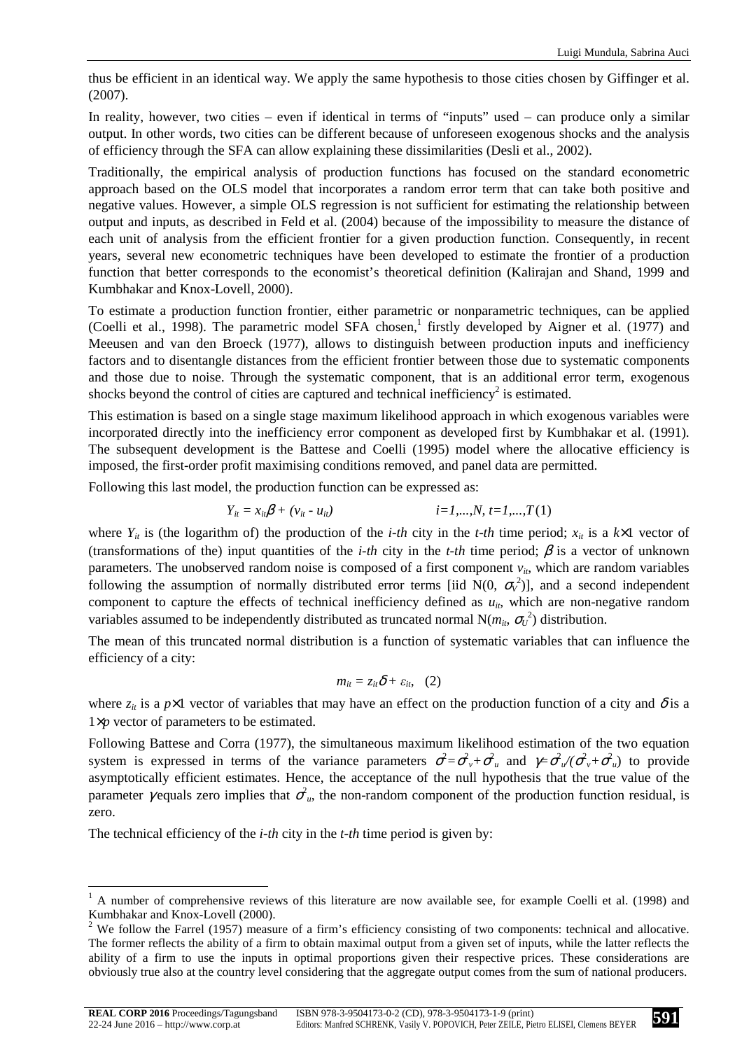thus be efficient in an identical way. We apply the same hypothesis to those cities chosen by Giffinger et al. (2007).

In reality, however, two cities – even if identical in terms of "inputs" used – can produce only a similar output. In other words, two cities can be different because of unforeseen exogenous shocks and the analysis of efficiency through the SFA can allow explaining these dissimilarities (Desli et al., 2002).

Traditionally, the empirical analysis of production functions has focused on the standard econometric approach based on the OLS model that incorporates a random error term that can take both positive and negative values. However, a simple OLS regression is not sufficient for estimating the relationship between output and inputs, as described in Feld et al. (2004) because of the impossibility to measure the distance of each unit of analysis from the efficient frontier for a given production function. Consequently, in recent years, several new econometric techniques have been developed to estimate the frontier of a production function that better corresponds to the economist's theoretical definition (Kalirajan and Shand, 1999 and Kumbhakar and Knox-Lovell, 2000).

To estimate a production function frontier, either parametric or nonparametric techniques, can be applied (Coelli et al., 1998). The parametric model SFA chosen,[1] firstly developed by Aigner et al. (1977) and Meeusen and van den Broeck (1977), allows to distinguish between production inputs and inefficiency factors and to disentangle distances from the efficient frontier between those due to systematic components and those due to noise. Through the systematic component, that is an additional error term, exogenous shocks beyond the control of cities are captured and technical inefficiency[2] is estimated.

This estimation is based on a single stage maximum likelihood approach in which exogenous variables were incorporated directly into the inefficiency error component as developed first by Kumbhakar et al. (1991). The subsequent development is the Battese and Coelli (1995) model where the allocative efficiency is imposed, the first-order profit maximising conditions removed, and panel data are permitted.

Following this last model, the production function can be expressed as:

$$Y_{it} = x_{it}\beta + (v_{it} - u_{it}) \qquad i=1,...,N,\ t=1,...,T \quad (1)$$

where $Y_{it}$ is (the logarithm of) the production of the *i-th* city in the *t-th* time period; $x_{it}$ is a $k\times1$ vector of (transformations of the) input quantities of the *i-th* city in the *t-th* time period; $\beta$ is a vector of unknown parameters. The unobserved random noise is composed of a first component $v_{it}$, which are random variables following the assumption of normally distributed error terms [iid N(0, $\sigma_V^2$)], and a second independent component to capture the effects of technical inefficiency defined as $u_{it}$, which are non-negative random variables assumed to be independently distributed as truncated normal N($m_{it}$, $\sigma_U^2$) distribution.

The mean of this truncated normal distribution is a function of systematic variables that can influence the efficiency of a city:

$$m_{it} = z_{it}\delta + \varepsilon_{it}, \quad (2)$$

where $z_{it}$ is a $p\times1$ vector of variables that may have an effect on the production function of a city and $\delta$ is a $1\times p$ vector of parameters to be estimated.

Following Battese and Corra (1977), the simultaneous maximum likelihood estimation of the two equation system is expressed in terms of the variance parameters $\sigma^2=\sigma^2_v+\sigma^2_u$ and $\gamma=\sigma^2_u/(\sigma^2_v+\sigma^2_u)$ to provide asymptotically efficient estimates. Hence, the acceptance of the null hypothesis that the true value of the parameter $\gamma$ equals zero implies that $\sigma^2_u$, the non-random component of the production function residual, is zero.

The technical efficiency of the *i-th* city in the *t-th* time period is given by:

---

[1] A number of comprehensive reviews of this literature are now available see, for example Coelli et al. (1998) and Kumbhakar and Knox-Lovell (2000).

[2] We follow the Farrel (1957) measure of a firm's efficiency consisting of two components: technical and allocative. The former reflects the ability of a firm to obtain maximal output from a given set of inputs, while the latter reflects the ability of a firm to use the inputs in optimal proportions given their respective prices. These considerations are obviously true also at the country level considering that the aggregate output comes from the sum of national producers.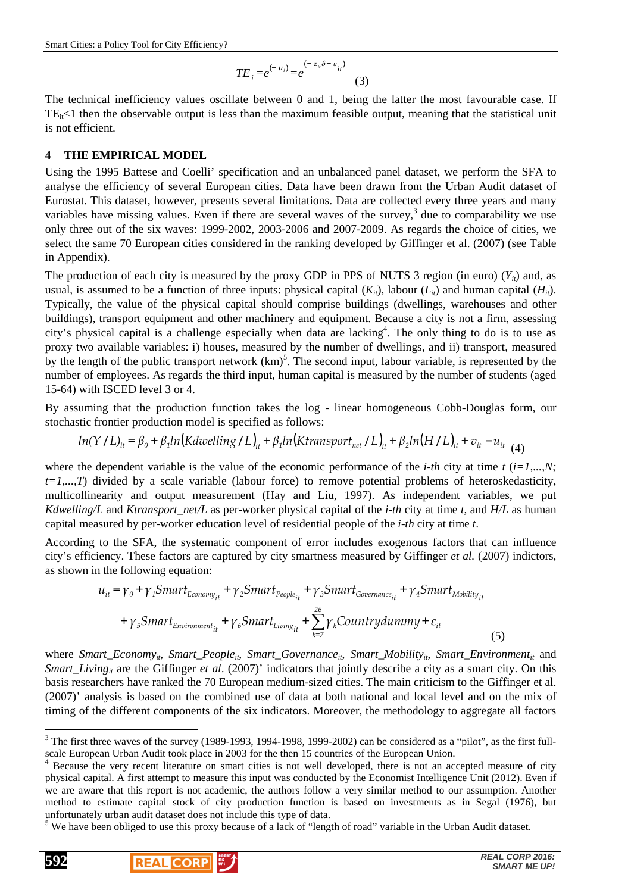$$TE_i = e^{(-u_i)} = e^{(-z_{it}\delta - \varepsilon_{it})} \quad (3)$$

The technical inefficiency values oscillate between 0 and 1, being the latter the most favourable case. If $TE_{it}<1$ then the observable output is less than the maximum feasible output, meaning that the statistical unit is not efficient.

## 4 THE EMPIRICAL MODEL

Using the 1995 Battese and Coelli' specification and an unbalanced panel dataset, we perform the SFA to analyse the efficiency of several European cities. Data have been drawn from the Urban Audit dataset of Eurostat. This dataset, however, presents several limitations. Data are collected every three years and many variables have missing values. Even if there are several waves of the survey,[3] due to comparability we use only three out of the six waves: 1999-2002, 2003-2006 and 2007-2009. As regards the choice of cities, we select the same 70 European cities considered in the ranking developed by Giffinger et al. (2007) (see Table in Appendix).

The production of each city is measured by the proxy GDP in PPS of NUTS 3 region (in euro) ($Y_{it}$) and, as usual, is assumed to be a function of three inputs: physical capital ($K_{it}$), labour ($L_{it}$) and human capital ($H_{it}$). Typically, the value of the physical capital should comprise buildings (dwellings, warehouses and other buildings), transport equipment and other machinery and equipment. Because a city is not a firm, assessing city's physical capital is a challenge especially when data are lacking[4]. The only thing to do is to use as proxy two available variables: i) houses, measured by the number of dwellings, and ii) transport, measured by the length of the public transport network (km)[5]. The second input, labour variable, is represented by the number of employees. As regards the third input, human capital is measured by the number of students (aged 15-64) with ISCED level 3 or 4.

By assuming that the production function takes the log - linear homogeneous Cobb-Douglas form, our stochastic frontier production model is specified as follows:

$$ln(Y/L)_{it} = \beta_0 + \beta_1 ln(Kdwelling/L)_{it} + \beta_1 ln(Ktransport_{net}/L)_{it} + \beta_2 ln(H/L)_{it} + v_{it} - u_{it} \quad (4)$$

where the dependent variable is the value of the economic performance of the *i-th* city at time *t* ($i=1,...,N$; $t=1,...,T$) divided by a scale variable (labour force) to remove potential problems of heteroskedasticity, multicollinearity and output measurement (Hay and Liu, 1997). As independent variables, we put *Kdwelling/L* and *Ktransport_net/L* as per-worker physical capital of the *i-th* city at time *t*, and *H/L* as human capital measured by per-worker education level of residential people of the *i-th* city at time *t*.

According to the SFA, the systematic component of error includes exogenous factors that can influence city's efficiency. These factors are captured by city smartness measured by Giffinger *et al.* (2007) indictors, as shown in the following equation:

$$u_{it} = \gamma_0 + \gamma_1 Smart_{Economy_{it}} + \gamma_2 Smart_{People_{it}} + \gamma_3 Smart_{Governance_{it}} + \gamma_4 Smart_{Mobility_{it}} + \gamma_5 Smart_{Environment_{it}} + \gamma_6 Smart_{Living_{it}} + \sum_{k=7}^{26} \gamma_k Countrydummy + \varepsilon_{it} \quad (5)$$

where $Smart\_Economy_{it}$, $Smart\_People_{it}$, $Smart\_Governance_{it}$, $Smart\_Mobility_{it}$, $Smart\_Environment_{it}$ and $Smart\_Living_{it}$ are the Giffinger *et al*. (2007)' indicators that jointly describe a city as a smart city. On this basis researchers have ranked the 70 European medium-sized cities. The main criticism to the Giffinger et al. (2007)' analysis is based on the combined use of data at both national and local level and on the mix of timing of the different components of the six indicators. Moreover, the methodology to aggregate all factors

[3] The first three waves of the survey (1989-1993, 1994-1998, 1999-2002) can be considered as a "pilot", as the first full-scale European Urban Audit took place in 2003 for the then 15 countries of the European Union.

[4] Because the very recent literature on smart cities is not well developed, there is not an accepted measure of city physical capital. A first attempt to measure this input was conducted by the Economist Intelligence Unit (2012). Even if we are aware that this report is not academic, the authors follow a very similar method to our assumption. Another method to estimate capital stock of city production function is based on investments as in Segal (1976), but unfortunately urban audit dataset does not include this type of data.

[5] We have been obliged to use this proxy because of a lack of "length of road" variable in the Urban Audit dataset.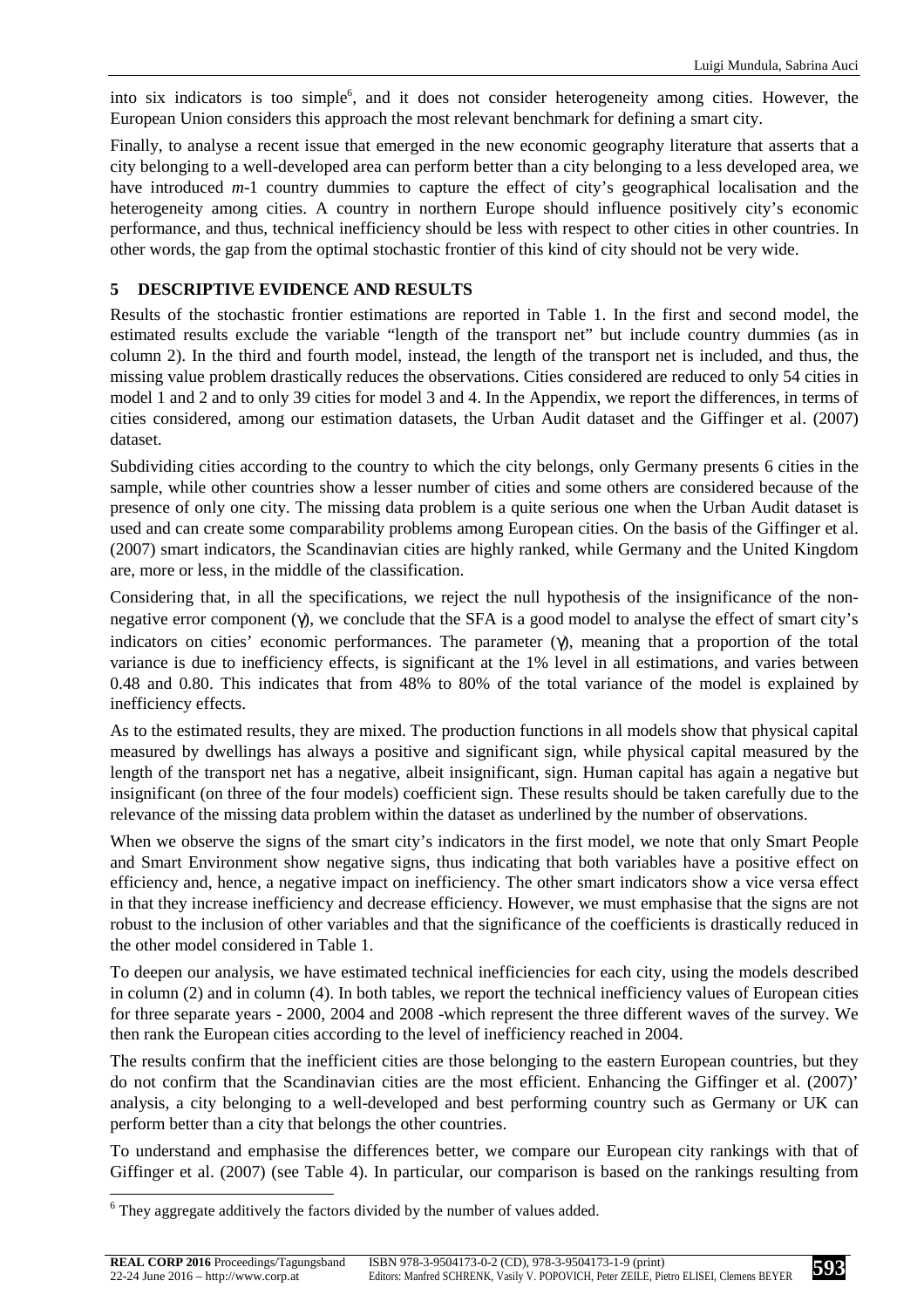into six indicators is too simple[6], and it does not consider heterogeneity among cities. However, the European Union considers this approach the most relevant benchmark for defining a smart city.

Finally, to analyse a recent issue that emerged in the new economic geography literature that asserts that a city belonging to a well-developed area can perform better than a city belonging to a less developed area, we have introduced *m*-1 country dummies to capture the effect of city's geographical localisation and the heterogeneity among cities. A country in northern Europe should influence positively city's economic performance, and thus, technical inefficiency should be less with respect to other cities in other countries. In other words, the gap from the optimal stochastic frontier of this kind of city should not be very wide.

## 5 DESCRIPTIVE EVIDENCE AND RESULTS

Results of the stochastic frontier estimations are reported in Table 1. In the first and second model, the estimated results exclude the variable "length of the transport net" but include country dummies (as in column 2). In the third and fourth model, instead, the length of the transport net is included, and thus, the missing value problem drastically reduces the observations. Cities considered are reduced to only 54 cities in model 1 and 2 and to only 39 cities for model 3 and 4. In the Appendix, we report the differences, in terms of cities considered, among our estimation datasets, the Urban Audit dataset and the Giffinger et al. (2007) dataset.

Subdividing cities according to the country to which the city belongs, only Germany presents 6 cities in the sample, while other countries show a lesser number of cities and some others are considered because of the presence of only one city. The missing data problem is a quite serious one when the Urban Audit dataset is used and can create some comparability problems among European cities. On the basis of the Giffinger et al. (2007) smart indicators, the Scandinavian cities are highly ranked, while Germany and the United Kingdom are, more or less, in the middle of the classification.

Considering that, in all the specifications, we reject the null hypothesis of the insignificance of the non-negative error component ($\gamma$), we conclude that the SFA is a good model to analyse the effect of smart city's indicators on cities' economic performances. The parameter ($\gamma$), meaning that a proportion of the total variance is due to inefficiency effects, is significant at the 1% level in all estimations, and varies between 0.48 and 0.80. This indicates that from 48% to 80% of the total variance of the model is explained by inefficiency effects.

As to the estimated results, they are mixed. The production functions in all models show that physical capital measured by dwellings has always a positive and significant sign, while physical capital measured by the length of the transport net has a negative, albeit insignificant, sign. Human capital has again a negative but insignificant (on three of the four models) coefficient sign. These results should be taken carefully due to the relevance of the missing data problem within the dataset as underlined by the number of observations.

When we observe the signs of the smart city's indicators in the first model, we note that only Smart People and Smart Environment show negative signs, thus indicating that both variables have a positive effect on efficiency and, hence, a negative impact on inefficiency. The other smart indicators show a vice versa effect in that they increase inefficiency and decrease efficiency. However, we must emphasise that the signs are not robust to the inclusion of other variables and that the significance of the coefficients is drastically reduced in the other model considered in Table 1.

To deepen our analysis, we have estimated technical inefficiencies for each city, using the models described in column (2) and in column (4). In both tables, we report the technical inefficiency values of European cities for three separate years - 2000, 2004 and 2008 -which represent the three different waves of the survey. We then rank the European cities according to the level of inefficiency reached in 2004.

The results confirm that the inefficient cities are those belonging to the eastern European countries, but they do not confirm that the Scandinavian cities are the most efficient. Enhancing the Giffinger et al. (2007)' analysis, a city belonging to a well-developed and best performing country such as Germany or UK can perform better than a city that belongs the other countries.

To understand and emphasise the differences better, we compare our European city rankings with that of Giffinger et al. (2007) (see Table 4). In particular, our comparison is based on the rankings resulting from

[6] They aggregate additively the factors divided by the number of values added.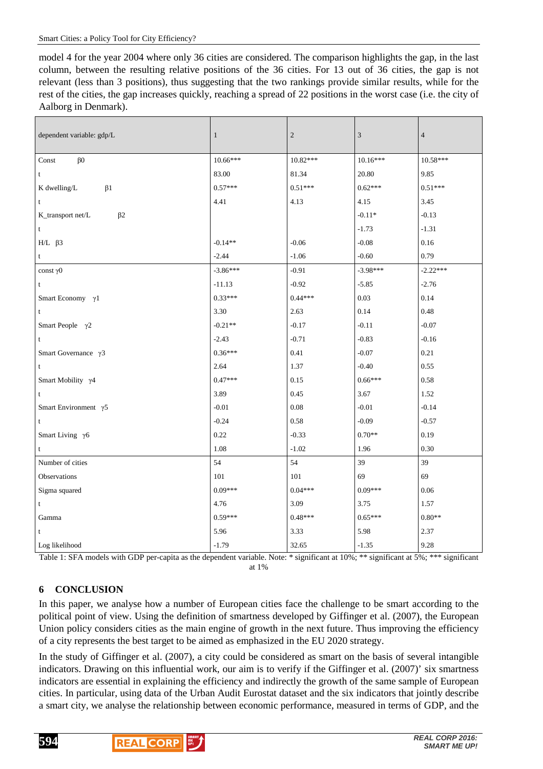model 4 for the year 2004 where only 36 cities are considered. The comparison highlights the gap, in the last column, between the resulting relative positions of the 36 cities. For 13 out of 36 cities, the gap is not relevant (less than 3 positions), thus suggesting that the two rankings provide similar results, while for the rest of the cities, the gap increases quickly, reaching a spread of 22 positions in the worst case (i.e. the city of Aalborg in Denmark).

| dependent variable: gdp/L | 1 | 2 | 3 | 4 |
|---|---|---|---|---|
| Const $\beta 0$ | 10.66*** | 10.82*** | 10.16*** | 10.58*** |
| t | 83.00 | 81.34 | 20.80 | 9.85 |
| K dwelling/L $\beta 1$ | 0.57*** | 0.51*** | 0.62*** | 0.51*** |
| t | 4.41 | 4.13 | 4.15 | 3.45 |
| K_transport net/L $\beta 2$ | | | -0.11* | -0.13 |
| t | | | -1.73 | -1.31 |
| H/L $\beta 3$ | -0.14** | -0.06 | -0.08 | 0.16 |
| t | -2.44 | -1.06 | -0.60 | 0.79 |
| const $\gamma 0$ | -3.86*** | -0.91 | -3.98*** | -2.22*** |
| t | -11.13 | -0.92 | -5.85 | -2.76 |
| Smart Economy $\gamma 1$ | 0.33*** | 0.44*** | 0.03 | 0.14 |
| t | 3.30 | 2.63 | 0.14 | 0.48 |
| Smart People $\gamma 2$ | -0.21** | -0.17 | -0.11 | -0.07 |
| t | -2.43 | -0.71 | -0.83 | -0.16 |
| Smart Governance $\gamma 3$ | 0.36*** | 0.41 | -0.07 | 0.21 |
| t | 2.64 | 1.37 | -0.40 | 0.55 |
| Smart Mobility $\gamma 4$ | 0.47*** | 0.15 | 0.66*** | 0.58 |
| t | 3.89 | 0.45 | 3.67 | 1.52 |
| Smart Environment $\gamma 5$ | -0.01 | 0.08 | -0.01 | -0.14 |
| t | -0.24 | 0.58 | -0.09 | -0.57 |
| Smart Living $\gamma 6$ | 0.22 | -0.33 | 0.70** | 0.19 |
| t | 1.08 | -1.02 | 1.96 | 0.30 |
| Number of cities | 54 | 54 | 39 | 39 |
| Observations | 101 | 101 | 69 | 69 |
| Sigma squared | 0.09*** | 0.04*** | 0.09*** | 0.06 |
| t | 4.76 | 3.09 | 3.75 | 1.57 |
| Gamma | 0.59*** | 0.48*** | 0.65*** | 0.80** |
| t | 5.96 | 3.33 | 5.98 | 2.37 |
| Log likelihood | -1.79 | 32.65 | -1.35 | 9.28 |

Table 1: SFA models with GDP per-capita as the dependent variable. Note: * significant at 10%; ** significant at 5%; *** significant at 1%

## 6 CONCLUSION

In this paper, we analyse how a number of European cities face the challenge to be smart according to the political point of view. Using the definition of smartness developed by Giffinger et al. (2007), the European Union policy considers cities as the main engine of growth in the next future. Thus improving the efficiency of a city represents the best target to be aimed as emphasized in the EU 2020 strategy.

In the study of Giffinger et al. (2007), a city could be considered as smart on the basis of several intangible indicators. Drawing on this influential work, our aim is to verify if the Giffinger et al. (2007)' six smartness indicators are essential in explaining the efficiency and indirectly the growth of the same sample of European cities. In particular, using data of the Urban Audit Eurostat dataset and the six indicators that jointly describe a smart city, we analyse the relationship between economic performance, measured in terms of GDP, and the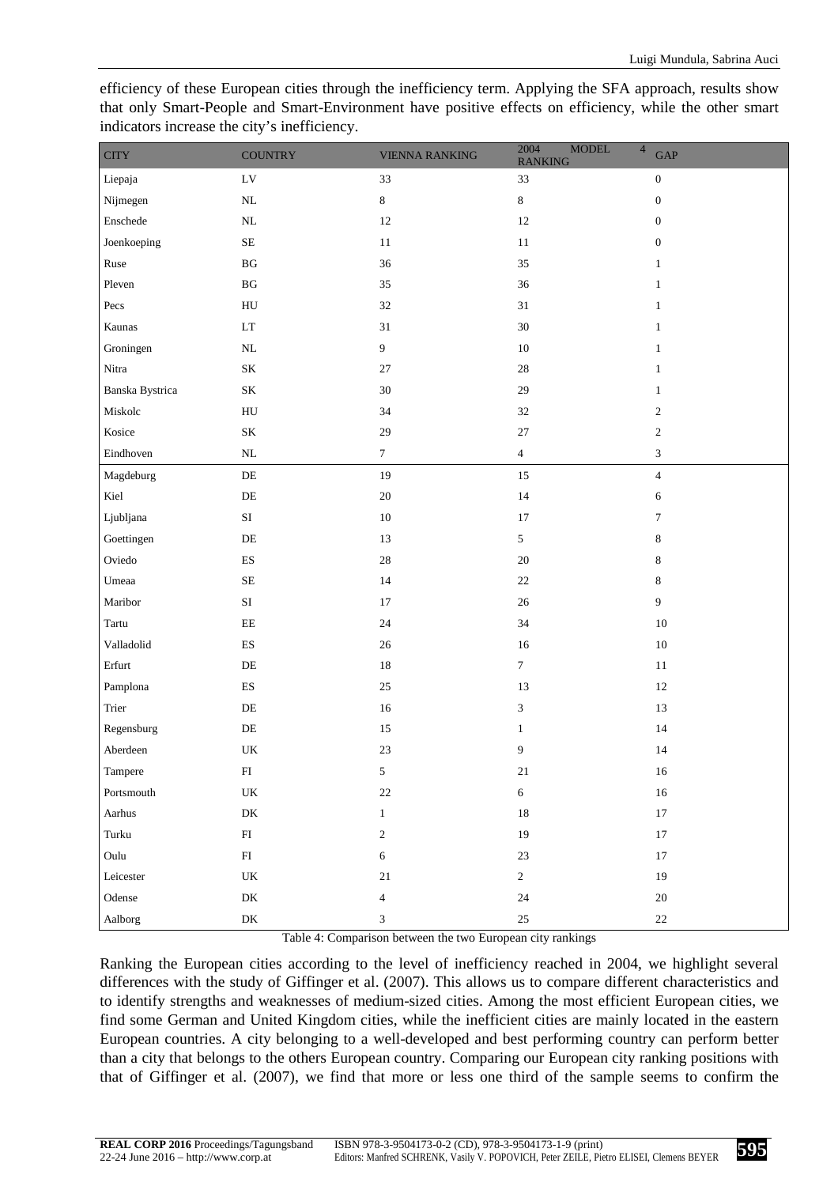efficiency of these European cities through the inefficiency term. Applying the SFA approach, results show that only Smart-People and Smart-Environment have positive effects on efficiency, while the other smart indicators increase the city's inefficiency.

| CITY | COUNTRY | VIENNA RANKING | 2004 MODEL 4 RANKING | GAP |
|---|---|---|---|---|
| Liepaja | LV | 33 | 33 | 0 |
| Nijmegen | NL | 8 | 8 | 0 |
| Enschede | NL | 12 | 12 | 0 |
| Joenkoeping | SE | 11 | 11 | 0 |
| Ruse | BG | 36 | 35 | 1 |
| Pleven | BG | 35 | 36 | 1 |
| Pecs | HU | 32 | 31 | 1 |
| Kaunas | LT | 31 | 30 | 1 |
| Groningen | NL | 9 | 10 | 1 |
| Nitra | SK | 27 | 28 | 1 |
| Banska Bystrica | SK | 30 | 29 | 1 |
| Miskolc | HU | 34 | 32 | 2 |
| Kosice | SK | 29 | 27 | 2 |
| Eindhoven | NL | 7 | 4 | 3 |
| Magdeburg | DE | 19 | 15 | 4 |
| Kiel | DE | 20 | 14 | 6 |
| Ljubljana | SI | 10 | 17 | 7 |
| Goettingen | DE | 13 | 5 | 8 |
| Oviedo | ES | 28 | 20 | 8 |
| Umeaa | SE | 14 | 22 | 8 |
| Maribor | SI | 17 | 26 | 9 |
| Tartu | EE | 24 | 34 | 10 |
| Valladolid | ES | 26 | 16 | 10 |
| Erfurt | DE | 18 | 7 | 11 |
| Pamplona | ES | 25 | 13 | 12 |
| Trier | DE | 16 | 3 | 13 |
| Regensburg | DE | 15 | 1 | 14 |
| Aberdeen | UK | 23 | 9 | 14 |
| Tampere | FI | 5 | 21 | 16 |
| Portsmouth | UK | 22 | 6 | 16 |
| Aarhus | DK | 1 | 18 | 17 |
| Turku | FI | 2 | 19 | 17 |
| Oulu | FI | 6 | 23 | 17 |
| Leicester | UK | 21 | 2 | 19 |
| Odense | DK | 4 | 24 | 20 |
| Aalborg | DK | 3 | 25 | 22 |

Table 4: Comparison between the two European city rankings

Ranking the European cities according to the level of inefficiency reached in 2004, we highlight several differences with the study of Giffinger et al. (2007). This allows us to compare different characteristics and to identify strengths and weaknesses of medium-sized cities. Among the most efficient European cities, we find some German and United Kingdom cities, while the inefficient cities are mainly located in the eastern European countries. A city belonging to a well-developed and best performing country can perform better than a city that belongs to the others European country. Comparing our European city ranking positions with that of Giffinger et al. (2007), we find that more or less one third of the sample seems to confirm the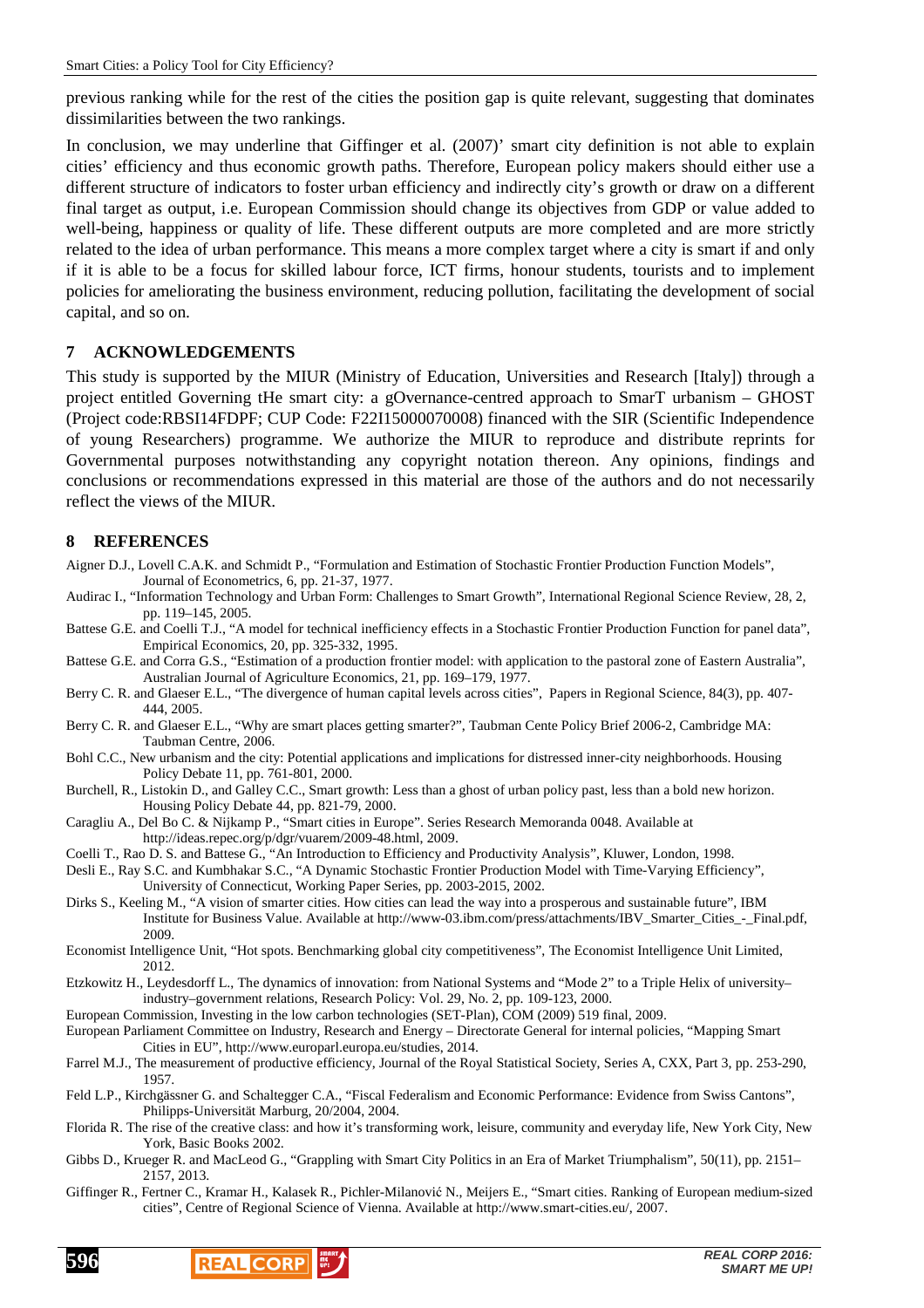previous ranking while for the rest of the cities the position gap is quite relevant, suggesting that dominates dissimilarities between the two rankings.

In conclusion, we may underline that Giffinger et al. (2007)' smart city definition is not able to explain cities' efficiency and thus economic growth paths. Therefore, European policy makers should either use a different structure of indicators to foster urban efficiency and indirectly city's growth or draw on a different final target as output, i.e. European Commission should change its objectives from GDP or value added to well-being, happiness or quality of life. These different outputs are more completed and are more strictly related to the idea of urban performance. This means a more complex target where a city is smart if and only if it is able to be a focus for skilled labour force, ICT firms, honour students, tourists and to implement policies for ameliorating the business environment, reducing pollution, facilitating the development of social capital, and so on.

## 7 ACKNOWLEDGEMENTS

This study is supported by the MIUR (Ministry of Education, Universities and Research [Italy]) through a project entitled Governing tHe smart city: a gOvernance-centred approach to SmarT urbanism – GHOST (Project code:RBSI14FDPF; CUP Code: F22I15000070008) financed with the SIR (Scientific Independence of young Researchers) programme. We authorize the MIUR to reproduce and distribute reprints for Governmental purposes notwithstanding any copyright notation thereon. Any opinions, findings and conclusions or recommendations expressed in this material are those of the authors and do not necessarily reflect the views of the MIUR.

## 8 REFERENCES

Aigner D.J., Lovell C.A.K. and Schmidt P., "Formulation and Estimation of Stochastic Frontier Production Function Models", Journal of Econometrics, 6, pp. 21-37, 1977.

Audirac I., "Information Technology and Urban Form: Challenges to Smart Growth", International Regional Science Review, 28, 2, pp. 119–145, 2005.

Battese G.E. and Coelli T.J., "A model for technical inefficiency effects in a Stochastic Frontier Production Function for panel data", Empirical Economics, 20, pp. 325-332, 1995.

Battese G.E. and Corra G.S., "Estimation of a production frontier model: with application to the pastoral zone of Eastern Australia", Australian Journal of Agriculture Economics, 21, pp. 169–179, 1977.

Berry C. R. and Glaeser E.L., "The divergence of human capital levels across cities", Papers in Regional Science, 84(3), pp. 407-444, 2005.

Berry C. R. and Glaeser E.L., "Why are smart places getting smarter?", Taubman Cente Policy Brief 2006-2, Cambridge MA: Taubman Centre, 2006.

Bohl C.C., New urbanism and the city: Potential applications and implications for distressed inner-city neighborhoods. Housing Policy Debate 11, pp. 761-801, 2000.

Burchell, R., Listokin D., and Galley C.C., Smart growth: Less than a ghost of urban policy past, less than a bold new horizon. Housing Policy Debate 44, pp. 821-79, 2000.

Caragliu A., Del Bo C. & Nijkamp P., "Smart cities in Europe". Series Research Memoranda 0048. Available at http://ideas.repec.org/p/dgr/vuarem/2009-48.html, 2009.

Coelli T., Rao D. S. and Battese G., "An Introduction to Efficiency and Productivity Analysis", Kluwer, London, 1998.

Desli E., Ray S.C. and Kumbhakar S.C., "A Dynamic Stochastic Frontier Production Model with Time-Varying Efficiency", University of Connecticut, Working Paper Series, pp. 2003-2015, 2002.

Dirks S., Keeling M., "A vision of smarter cities. How cities can lead the way into a prosperous and sustainable future", IBM Institute for Business Value. Available at http://www-03.ibm.com/press/attachments/IBV_Smarter_Cities_-_Final.pdf, 2009.

Economist Intelligence Unit, "Hot spots. Benchmarking global city competitiveness", The Economist Intelligence Unit Limited, 2012.

Etzkowitz H., Leydesdorff L., The dynamics of innovation: from National Systems and "Mode 2" to a Triple Helix of university–industry–government relations, Research Policy: Vol. 29, No. 2, pp. 109-123, 2000.

European Commission, Investing in the low carbon technologies (SET-Plan), COM (2009) 519 final, 2009.

European Parliament Committee on Industry, Research and Energy – Directorate General for internal policies, "Mapping Smart Cities in EU", http://www.europarl.europa.eu/studies, 2014.

Farrel M.J., The measurement of productive efficiency, Journal of the Royal Statistical Society, Series A, CXX, Part 3, pp. 253-290, 1957.

Feld L.P., Kirchgässner G. and Schaltegger C.A., "Fiscal Federalism and Economic Performance: Evidence from Swiss Cantons", Philipps-Universität Marburg, 20/2004, 2004.

Florida R. The rise of the creative class: and how it's transforming work, leisure, community and everyday life, New York City, New York, Basic Books 2002.

Gibbs D., Krueger R. and MacLeod G., "Grappling with Smart City Politics in an Era of Market Triumphalism", 50(11), pp. 2151–2157, 2013.

Giffinger R., Fertner C., Kramar H., Kalasek R., Pichler-Milanović N., Meijers E., "Smart cities. Ranking of European medium-sized cities", Centre of Regional Science of Vienna. Available at http://www.smart-cities.eu/, 2007.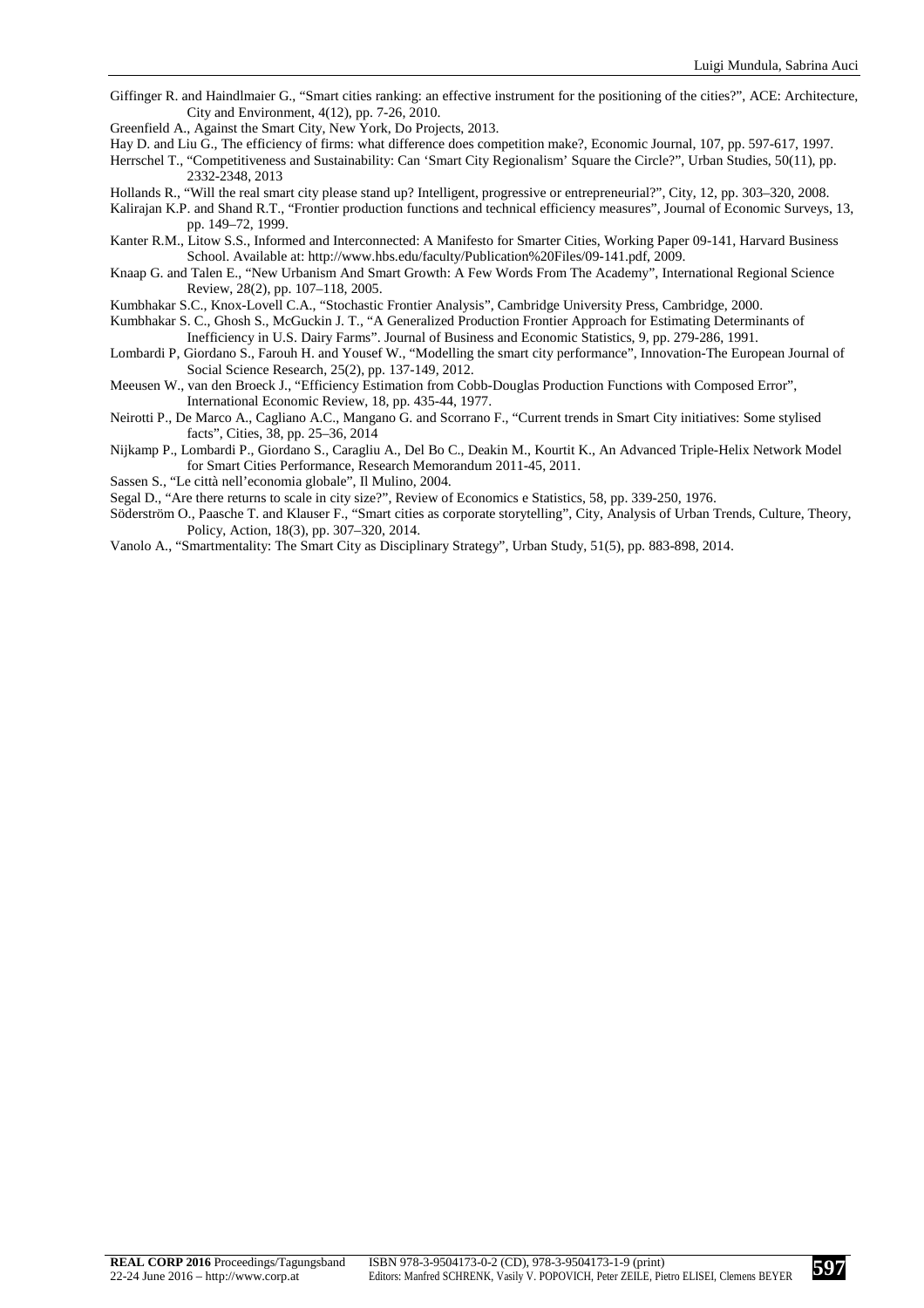Giffinger R. and Haindlmaier G., "Smart cities ranking: an effective instrument for the positioning of the cities?", ACE: Architecture, City and Environment, 4(12), pp. 7-26, 2010.

Greenfield A., Against the Smart City, New York, Do Projects, 2013.

Hay D. and Liu G., The efficiency of firms: what difference does competition make?, Economic Journal, 107, pp. 597-617, 1997.

Herrschel T., "Competitiveness and Sustainability: Can 'Smart City Regionalism' Square the Circle?", Urban Studies, 50(11), pp. 2332-2348, 2013

Hollands R., "Will the real smart city please stand up? Intelligent, progressive or entrepreneurial?", City, 12, pp. 303–320, 2008.

Kalirajan K.P. and Shand R.T., "Frontier production functions and technical efficiency measures", Journal of Economic Surveys, 13, pp. 149–72, 1999.

Kanter R.M., Litow S.S., Informed and Interconnected: A Manifesto for Smarter Cities, Working Paper 09-141, Harvard Business School. Available at: http://www.hbs.edu/faculty/Publication%20Files/09-141.pdf, 2009.

Knaap G. and Talen E., "New Urbanism And Smart Growth: A Few Words From The Academy", International Regional Science Review, 28(2), pp. 107–118, 2005.

Kumbhakar S.C., Knox-Lovell C.A., "Stochastic Frontier Analysis", Cambridge University Press, Cambridge, 2000.

Kumbhakar S. C., Ghosh S., McGuckin J. T., "A Generalized Production Frontier Approach for Estimating Determinants of Inefficiency in U.S. Dairy Farms". Journal of Business and Economic Statistics, 9, pp. 279-286, 1991.

Lombardi P, Giordano S., Farouh H. and Yousef W., "Modelling the smart city performance", Innovation-The European Journal of Social Science Research, 25(2), pp. 137-149, 2012.

Meeusen W., van den Broeck J., "Efficiency Estimation from Cobb-Douglas Production Functions with Composed Error", International Economic Review, 18, pp. 435-44, 1977.

Neirotti P., De Marco A., Cagliano A.C., Mangano G. and Scorrano F., "Current trends in Smart City initiatives: Some stylised facts", Cities, 38, pp. 25–36, 2014

Nijkamp P., Lombardi P., Giordano S., Caragliu A., Del Bo C., Deakin M., Kourtit K., An Advanced Triple-Helix Network Model for Smart Cities Performance, Research Memorandum 2011-45, 2011.

Sassen S., "Le città nell'economia globale", Il Mulino, 2004.

Segal D., "Are there returns to scale in city size?", Review of Economics e Statistics, 58, pp. 339-250, 1976.

Söderström O., Paasche T. and Klauser F., "Smart cities as corporate storytelling", City, Analysis of Urban Trends, Culture, Theory, Policy, Action, 18(3), pp. 307–320, 2014.

Vanolo A., "Smartmentality: The Smart City as Disciplinary Strategy", Urban Study, 51(5), pp. 883-898, 2014.